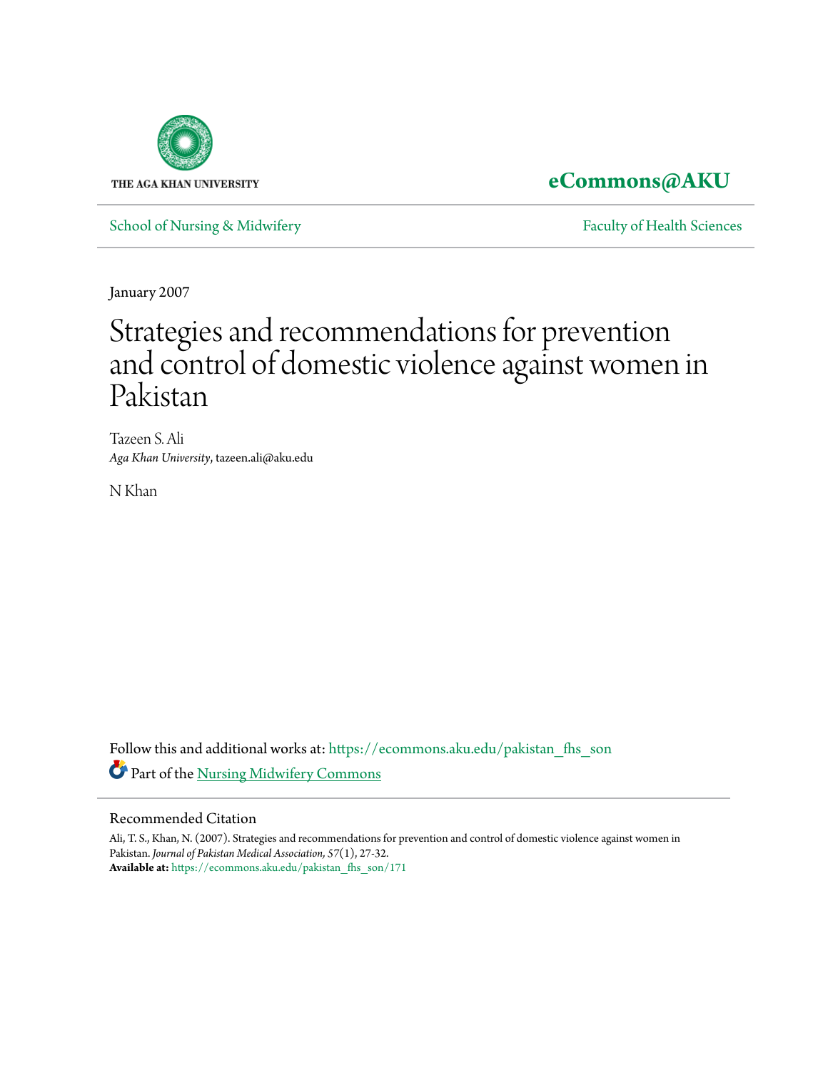THE AGA KHAN UNIVERSITY

**eCommons@AKU**

School of Nursing & Midwifery | Faculty of Health Sciences

January 2007

# Strategies and recommendations for prevention and control of domestic violence against women in Pakistan

Tazeen S. Ali
*Aga Khan University*, tazeen.ali@aku.edu

N Khan

Follow this and additional works at: https://ecommons.aku.edu/pakistan_fhs_son

Part of the Nursing Midwifery Commons

## Recommended Citation

Ali, T. S., Khan, N. (2007). Strategies and recommendations for prevention and control of domestic violence against women in Pakistan. *Journal of Pakistan Medical Association, 57*(1), 27-32.
**Available at:** https://ecommons.aku.edu/pakistan_fhs_son/171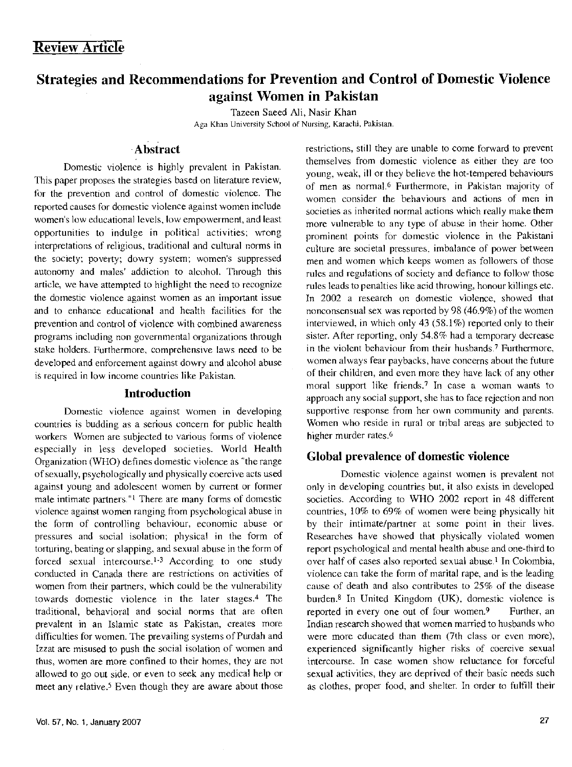## Review Article

# Strategies and Recommendations for Prevention and Control of Domestic Violence against Women in Pakistan

Tazeen Saeed Ali, Nasir Khan

Aga Khan University School of Nursing, Karachi, Pakistan.

## Abstract

Domestic violence is highly prevalent in Pakistan. This paper proposes the strategies based on literature review, for the prevention and control of domestic violence. The reported causes for domestic violence against women include women's low educational levels, low empowerment, and least opportunities to indulge in political activities; wrong interpretations of religious, traditional and cultural norms in the society; poverty; dowry system; women's suppressed autonomy and males' addiction to alcohol. Through this article, we have attempted to highlight the need to recognize the domestic violence against women as an important issue and to enhance educational and health facilities for the prevention and control of violence with combined awareness programs including non governmental organizations through stake holders. Furthermore, comprehensive laws need to be developed and enforcement against dowry and alcohol abuse is required in low income countries like Pakistan.

## Introduction

Domestic violence against women in developing countries is budding as a serious concern for public health workers Women are subjected to various forms of violence especially in less developed societies. World Health Organization (WHO) defines domestic violence as "the range of sexually, psychologically and physically coercive acts used against young and adolescent women by current or former male intimate partners."[1] There are many forms of domestic violence against women ranging from psychological abuse in the form of controlling behaviour, economic abuse or pressures and social isolation; physical in the form of torturing, beating or slapping, and sexual abuse in the form of forced sexual intercourse.[1-3] According to one study conducted in Canada there are restrictions on activities of women from their partners, which could be the vulnerability towards domestic violence in the later stages.[4] The traditional, behavioral and social norms that are often prevalent in an Islamic state as Pakistan, creates more difficulties for women. The prevailing systems of Purdah and Izzat are misused to push the social isolation of women and thus, women are more confined to their homes, they are not allowed to go out side, or even to seek any medical help or meet any relative.[5] Even though they are aware about those restrictions, still they are unable to come forward to prevent themselves from domestic violence as either they are too young, weak, ill or they believe the hot-tempered behaviours of men as normal.[6] Furthermore, in Pakistan majority of women consider the behaviours and actions of men in societies as inherited normal actions which really make them more vulnerable to any type of abuse in their home. Other prominent points for domestic violence in the Pakistani culture are societal pressures, imbalance of power between men and women which keeps women as followers of those rules and regulations of society and defiance to follow those rules leads to penalties like acid throwing, honour killings etc. In 2002 a research on domestic violence, showed that nonconsensual sex was reported by 98 (46.9%) of the women interviewed, in which only 43 (58.1%) reported only to their sister. After reporting, only 54.8% had a temporary decrease in the violent behaviour from their husbands.[7] Furthermore, women always fear paybacks, have concerns about the future of their children, and even more they have lack of any other moral support like friends.[7] In case a woman wants to approach any social support, she has to face rejection and non supportive response from her own community and parents. Women who reside in rural or tribal areas are subjected to higher murder rates.[6]

## Global prevalence of domestic violence

Domestic violence against women is prevalent not only in developing countries but, it also exists in developed societies. According to WHO 2002 report in 48 different countries, 10% to 69% of women were being physically hit by their intimate/partner at some point in their lives. Researches have showed that physically violated women report psychological and mental health abuse and one-third to over half of cases also reported sexual abuse.[1] In Colombia, violence can take the form of marital rape, and is the leading cause of death and also contributes to 25% of the disease burden.[8] In United Kingdom (UK), domestic violence is reported in every one out of four women.[9] Further, an Indian research showed that women married to husbands who were more educated than them (7th class or even more), experienced significantly higher risks of coercive sexual intercourse. In case women show reluctance for forceful sexual activities, they are deprived of their basic needs such as clothes, proper food, and shelter. In order to fulfill their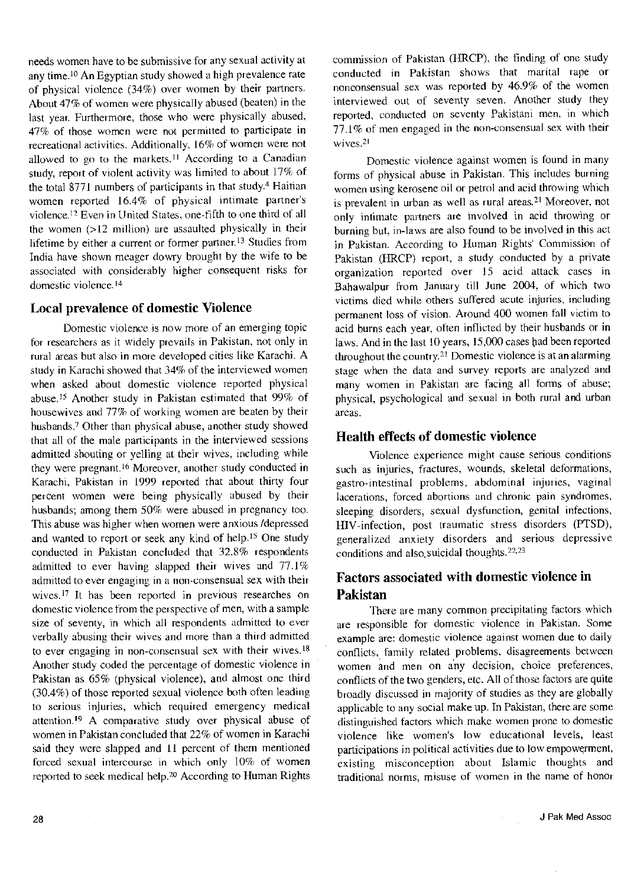needs women have to be submissive for any sexual activity at any time.[10] An Egyptian study showed a high prevalence rate of physical violence (34%) over women by their partners. About 47% of women were physically abused (beaten) in the last year. Furthermore, those who were physically abused, 47% of those women were not permitted to participate in recreational activities. Additionally, 16% of women were not allowed to go to the markets.[11] According to a Canadian study, report of violent activity was limited to about 17% of the total 8771 numbers of participants in that study.[4] Haitian women reported 16.4% of physical intimate partner's violence.[12] Even in United States, one-fifth to one third of all the women (>12 million) are assaulted physically in their lifetime by either a current or former partner.[13] Studies from India have shown meager dowry brought by the wife to be associated with considerably higher consequent risks for domestic violence.[14]

## Local prevalence of domestic Violence

Domestic violence is now more of an emerging topic for researchers as it widely prevails in Pakistan, not only in rural areas but also in more developed cities like Karachi. A study in Karachi showed that 34% of the interviewed women when asked about domestic violence reported physical abuse.[15] Another study in Pakistan estimated that 99% of housewives and 77% of working women are beaten by their husbands.[7] Other than physical abuse, another study showed that all of the male participants in the interviewed sessions admitted shouting or yelling at their wives, including while they were pregnant.[16] Moreover, another study conducted in Karachi, Pakistan in 1999 reported that about thirty four percent women were being physically abused by their husbands; among them 50% were abused in pregnancy too. This abuse was higher when women were anxious /depressed and wanted to report or seek any kind of help.[15] One study conducted in Pakistan concluded that 32.8% respondents admitted to ever having slapped their wives and 77.1% admitted to ever engaging in a non-consensual sex with their wives.[17] It has been reported in previous researches on domestic violence from the perspective of men, with a sample size of seventy, in which all respondents admitted to ever verbally abusing their wives and more than a third admitted to ever engaging in non-consensual sex with their wives.[18] Another study coded the percentage of domestic violence in Pakistan as 65% (physical violence), and almost one third (30.4%) of those reported sexual violence both often leading to serious injuries, which required emergency medical attention.[19] A comparative study over physical abuse of women in Pakistan concluded that 22% of women in Karachi said they were slapped and 11 percent of them mentioned forced sexual intercourse in which only 10% of women reported to seek medical help.[20] According to Human Rights commission of Pakistan (HRCP), the finding of one study conducted in Pakistan shows that marital rape or nonconsensual sex was reported by 46.9% of the women interviewed out of seventy seven. Another study they reported, conducted on seventy Pakistani men, in which 77.1% of men engaged in the non-consensual sex with their wives.[21]

Domestic violence against women is found in many forms of physical abuse in Pakistan. This includes burning women using kerosene oil or petrol and acid throwing which is prevalent in urban as well as rural areas.[21] Moreover, not only intimate partners are involved in acid throwing or burning but, in-laws are also found to be involved in this act in Pakistan. According to Human Rights' Commission of Pakistan (HRCP) report, a study conducted by a private organization reported over 15 acid attack cases in Bahawalpur from January till June 2004, of which two victims died while others suffered acute injuries, including permanent loss of vision. Around 400 women fall victim to acid burns each year, often inflicted by their husbands or in laws. And in the last 10 years, 15,000 cases had been reported throughout the country.[21] Domestic violence is at an alarming stage when the data and survey reports are analyzed and many women in Pakistan are facing all forms of abuse; physical, psychological and sexual in both rural and urban areas.

## Health effects of domestic violence

Violence experience might cause serious conditions such as injuries, fractures, wounds, skeletal deformations, gastro-intestinal problems, abdominal injuries, vaginal lacerations, forced abortions and chronic pain syndromes, sleeping disorders, sexual dysfunction, genital infections, HIV-infection, post traumatic stress disorders (PTSD), generalized anxiety disorders and serious depressive conditions and also, suicidal thoughts.[22,23]

## Factors associated with domestic violence in Pakistan

There are many common precipitating factors which are responsible for domestic violence in Pakistan. Some example are: domestic violence against women due to daily conflicts, family related problems, disagreements between women and men on any decision, choice preferences, conflicts of the two genders, etc. All of those factors are quite broadly discussed in majority of studies as they are globally applicable to any social make up. In Pakistan, there are some distinguished factors which make women prone to domestic violence like women's low educational levels, least participations in political activities due to low empowerment, existing misconception about Islamic thoughts and traditional norms, misuse of women in the name of honor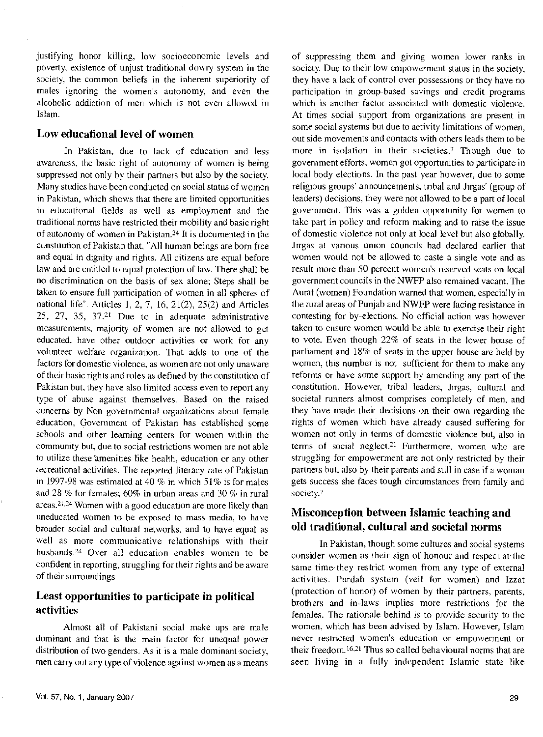justifying honor killing, low socioeconomic levels and poverty, existence of unjust traditional dowry system in the society, the common beliefs in the inherent superiority of males ignoring the women's autonomy, and even the alcoholic addiction of men which is not even allowed in Islam.

## Low educational level of women

In Pakistan, due to lack of education and less awareness, the basic right of autonomy of women is being suppressed not only by their partners but also by the society. Many studies have been conducted on social status of women in Pakistan, which shows that there are limited opportunities in educational fields as well as employment and the traditional norms have restricted their mobility and basic right of autonomy of women in Pakistan.[24] It is documented in the constitution of Pakistan that, "All human beings are born free and equal in dignity and rights. All citizens are equal before law and are entitled to equal protection of law. There shall be no discrimination on the basis of sex alone; Steps shall be taken to ensure full participation of women in all spheres of national life". Articles 1, 2, 7, 16, 21(2), 25(2) and Articles 25, 27, 35, 37.[21] Due to in adequate administrative measurements, majority of women are not allowed to get educated, have other outdoor activities or work for any volunteer welfare organization. That adds to one of the factors for domestic violence, as women are not only unaware of their basic rights and roles as defined by the constitution of Pakistan but, they have also limited access even to report any type of abuse against themselves. Based on the raised concerns by Non governmental organizations about female education, Government of Pakistan has established some schools and other learning centers for women within the community but, due to social restrictions women are not able to utilize these amenities like health, education or any other recreational activities. The reported literacy rate of Pakistan in 1997-98 was estimated at 40 % in which 51% is for males and 28 % for females; 60% in urban areas and 30 % in rural areas.[21,24] Women with a good education are more likely than uneducated women to be exposed to mass media, to have broader social and cultural networks, and to have equal as well as more communicative relationships with their husbands.[24] Over all education enables women to be confident in reporting, struggling for their rights and be aware of their surroundings

## Least opportunities to participate in political activities

Almost all of Pakistani social make ups are male dominant and that is the main factor for unequal power distribution of two genders. As it is a male dominant society, men carry out any type of violence against women as a means of suppressing them and giving women lower ranks in society. Due to their low empowerment status in the society, they have a lack of control over possessions or they have no participation in group-based savings and credit programs which is another factor associated with domestic violence. At times social support from organizations are present in some social systems but due to activity limitations of women, out side movements and contacts with others leads them to be more in isolation in their societies.[7] Though due to government efforts, women got opportunities to participate in local body elections. In the past year however, due to some religious groups' announcements, tribal and Jirgas' (group of leaders) decisions, they were not allowed to be a part of local government. This was a golden opportunity for women to take part in policy and reform making and to raise the issue of domestic violence not only at local level but also globally. Jirgas at various union councils had declared earlier that women would not be allowed to caste a single vote and as result more than 50 percent women's reserved seats on local government councils in the NWFP also remained vacant. The Aurat (women) Foundation warned that women, especially in the rural areas of Punjab and NWFP were facing resistance in contesting for by-elections. No official action was however taken to ensure women would be able to exercise their right to vote. Even though 22% of seats in the lower house of parliament and 18% of seats in the upper house are held by women, this number is not sufficient for them to make any reforms or have some support by amending any part of the constitution. However, tribal leaders, Jirgas, cultural and societal runners almost comprises completely of men, and they have made their decisions on their own regarding the rights of women which have already caused suffering for women not only in terms of domestic violence but, also in terms of social neglect.[21] Furthermore, women who are struggling for empowerment are not only restricted by their partners but, also by their parents and still in case if a woman gets success she faces tough circumstances from family and society.[7]

## Misconception between Islamic teaching and old traditional, cultural and societal norms

In Pakistan, though some cultures and social systems consider women as their sign of honour and respect at the same time they restrict women from any type of external activities. Purdah system (veil for women) and Izzat (protection of honor) of women by their partners, parents, brothers and in-laws implies more restrictions for the females. The rationale behind is to provide security to the women, which has been advised by Islam. However, Islam never restricted women's education or empowerment or their freedom.[16,21] Thus so called behavioural norms that are seen living in a fully independent Islamic state like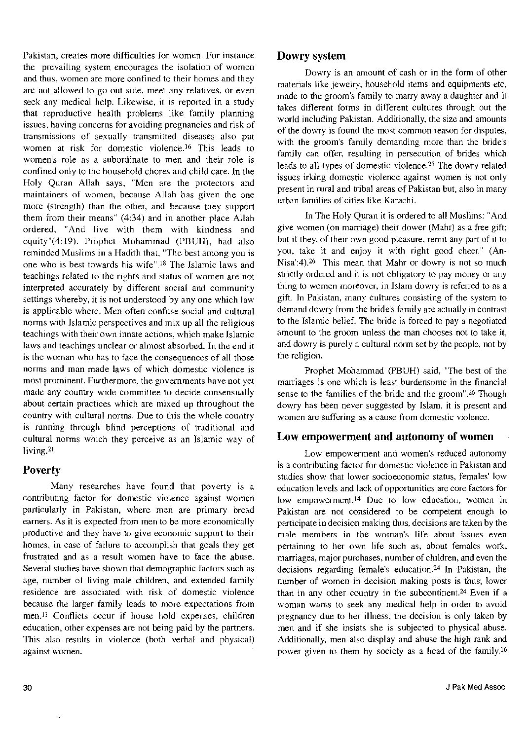Pakistan, creates more difficulties for women. For instance the prevailing system encourages the isolation of women and thus, women are more confined to their homes and they are not allowed to go out side, meet any relatives, or even seek any medical help. Likewise, it is reported in a study that reproductive health problems like family planning issues, having concerns for avoiding pregnancies and risk of transmissions of sexually transmitted diseases also put women at risk for domestic violence.[16] This leads to women's role as a subordinate to men and their role is confined only to the household chores and child care. In the Holy Quran Allah says, "Men are the protectors and maintainers of women, because Allah has given the one more (strength) than the other, and because they support them from their means" (4:34) and in another place Allah ordered, "And live with them with kindness and equity"(4:19). Prophet Mohammad (PBUH), had also reminded Muslims in a Hadith that, "The best among you is one who is best towards his wife".[18] The Islamic laws and teachings related to the rights and status of women are not interpreted accurately by different social and community settings whereby, it is not understood by any one which law is applicable where. Men often confuse social and cultural norms with Islamic perspectives and mix up all the religious teachings with their own innate actions, which make Islamic laws and teachings unclear or almost absorbed. In the end it is the woman who has to face the consequences of all those norms and man made laws of which domestic violence is most prominent. Furthermore, the governments have not yet made any country wide committee to decide consensually about certain practices which are mixed up throughout the country with cultural norms. Due to this the whole country is running through blind perceptions of traditional and cultural norms which they perceive as an Islamic way of living.[21]

## Poverty

Many researches have found that poverty is a contributing factor for domestic violence against women particularly in Pakistan, where men are primary bread earners. As it is expected from men to be more economically productive and they have to give economic support to their homes, in case of failure to accomplish that goals they get frustrated and as a result women have to face the abuse. Several studies have shown that demographic factors such as age, number of living male children, and extended family residence are associated with risk of domestic violence because the larger family leads to more expectations from men.[11] Conflicts occur if house hold expenses, children education, other expenses are not being paid by the partners. This also results in violence (both verbal and physical) against women.

## Dowry system

Dowry is an amount of cash or in the form of other materials like jewelry, household items and equipments etc, made to the groom's family to marry away a daughter and it takes different forms in different cultures through out the world including Pakistan. Additionally, the size and amounts of the dowry is found the most common reason for disputes, with the groom's family demanding more than the bride's family can offer, resulting in persecution of brides which leads to all types of domestic violence.[25] The dowry related issues irking domestic violence against women is not only present in rural and tribal areas of Pakistan but, also in many urban families of cities like Karachi.

In The Holy Quran it is ordered to all Muslims: "And give women (on marriage) their dower (Mahr) as a free gift; but if they, of their own good pleasure, remit any part of it to you, take it and enjoy it with right good cheer." (An-Nisa':4).[26] This mean that Mahr or dowry is not so much strictly ordered and it is not obligatory to pay money or any thing to women moreover, in Islam dowry is referred to as a gift. In Pakistan, many cultures consisting of the system to demand dowry from the bride's family are actually in contrast to the Islamic belief. The bride is forced to pay a negotiated amount to the groom unless the man chooses not to take it, and dowry is purely a cultural norm set by the people, not by the religion.

Prophet Mohammad (PBUH) said, "The best of the marriages is one which is least burdensome in the financial sense to the families of the bride and the groom".[26] Though dowry has been never suggested by Islam, it is present and women are suffering as a cause from domestic violence.

## Low empowerment and autonomy of women

Low empowerment and women's reduced autonomy is a contributing factor for domestic violence in Pakistan and studies show that lower socioeconomic status, females' low education levels and lack of opportunities are core factors for low empowerment.[14] Due to low education, women in Pakistan are not considered to be competent enough to participate in decision making thus, decisions are taken by the male members in the woman's life about issues even pertaining to her own life such as, about females work, marriages, major purchases, number of children, and even the decisions regarding female's education.[24] In Pakistan, the number of women in decision making posts is thus; lower than in any other country in the subcontinent.[24] Even if a woman wants to seek any medical help in order to avoid pregnancy due to her illness, the decision is only taken by men and if she insists she is subjected to physical abuse. Additionally, men also display and abuse the high rank and power given to them by society as a head of the family.[16]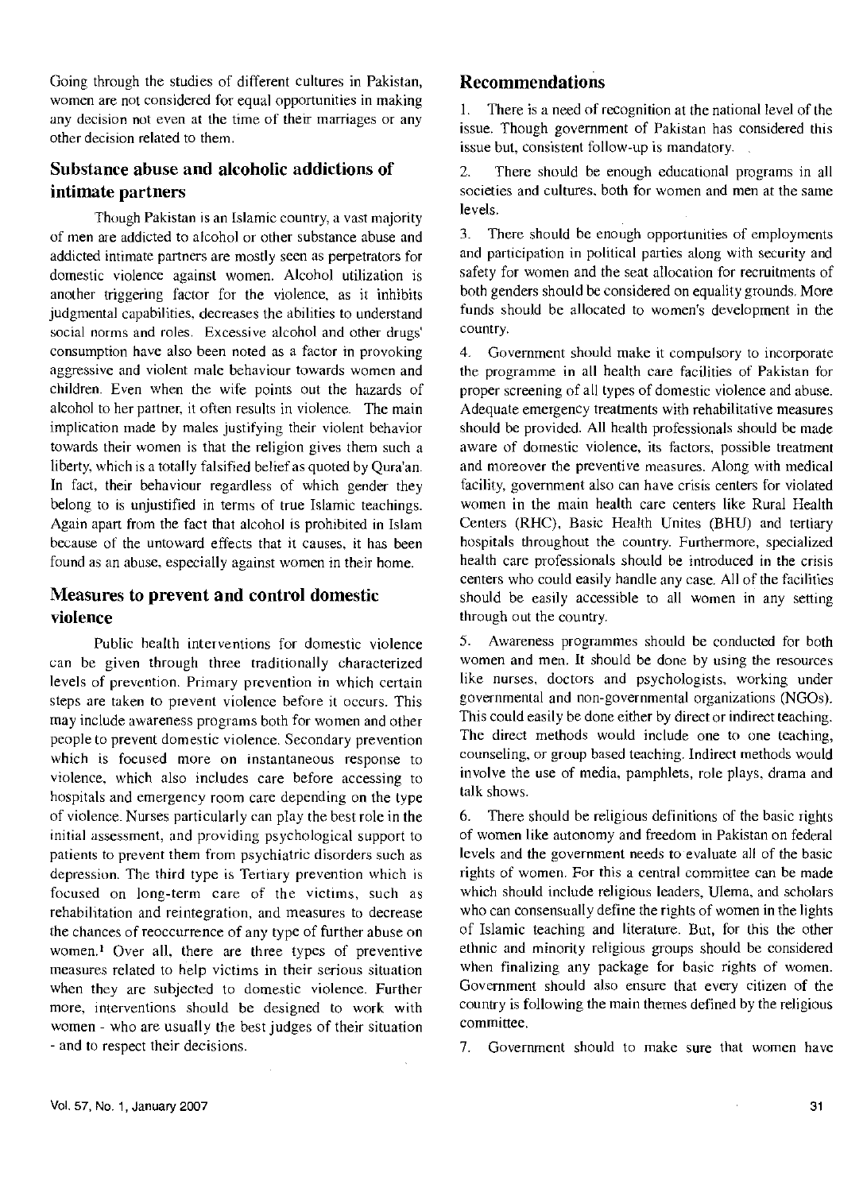Going through the studies of different cultures in Pakistan, women are not considered for equal opportunities in making any decision not even at the time of their marriages or any other decision related to them.

## Substance abuse and alcoholic addictions of intimate partners

Though Pakistan is an Islamic country, a vast majority of men are addicted to alcohol or other substance abuse and addicted intimate partners are mostly seen as perpetrators for domestic violence against women. Alcohol utilization is another triggering factor for the violence, as it inhibits judgmental capabilities, decreases the abilities to understand social norms and roles. Excessive alcohol and other drugs' consumption have also been noted as a factor in provoking aggressive and violent male behaviour towards women and children. Even when the wife points out the hazards of alcohol to her partner, it often results in violence. The main implication made by males justifying their violent behavior towards their women is that the religion gives them such a liberty, which is a totally falsified belief as quoted by Qura'an. In fact, their behaviour regardless of which gender they belong to is unjustified in terms of true Islamic teachings. Again apart from the fact that alcohol is prohibited in Islam because of the untoward effects that it causes, it has been found as an abuse, especially against women in their home.

## Measures to prevent and control domestic violence

Public health interventions for domestic violence can be given through three traditionally characterized levels of prevention. Primary prevention in which certain steps are taken to prevent violence before it occurs. This may include awareness programs both for women and other people to prevent domestic violence. Secondary prevention which is focused more on instantaneous response to violence, which also includes care before accessing to hospitals and emergency room care depending on the type of violence. Nurses particularly can play the best role in the initial assessment, and providing psychological support to patients to prevent them from psychiatric disorders such as depression. The third type is Tertiary prevention which is focused on long-term care of the victims, such as rehabilitation and reintegration, and measures to decrease the chances of reoccurrence of any type of further abuse on women.[1] Over all, there are three types of preventive measures related to help victims in their serious situation when they are subjected to domestic violence. Further more, interventions should be designed to work with women - who are usually the best judges of their situation - and to respect their decisions.

## Recommendations

1. There is a need of recognition at the national level of the issue. Though government of Pakistan has considered this issue but, consistent follow-up is mandatory.

2. There should be enough educational programs in all societies and cultures, both for women and men at the same levels.

3. There should be enough opportunities of employments and participation in political parties along with security and safety for women and the seat allocation for recruitments of both genders should be considered on equality grounds. More funds should be allocated to women's development in the country.

4. Government should make it compulsory to incorporate the programme in all health care facilities of Pakistan for proper screening of all types of domestic violence and abuse. Adequate emergency treatments with rehabilitative measures should be provided. All health professionals should be made aware of domestic violence, its factors, possible treatment and moreover the preventive measures. Along with medical facility, government also can have crisis centers for violated women in the main health care centers like Rural Health Centers (RHC), Basic Health Unites (BHU) and tertiary hospitals throughout the country. Furthermore, specialized health care professionals should be introduced in the crisis centers who could easily handle any case. All of the facilities should be easily accessible to all women in any setting through out the country.

5. Awareness programmes should be conducted for both women and men. It should be done by using the resources like nurses, doctors and psychologists, working under governmental and non-governmental organizations (NGOs). This could easily be done either by direct or indirect teaching. The direct methods would include one to one teaching, counseling, or group based teaching. Indirect methods would involve the use of media, pamphlets, role plays, drama and talk shows.

6. There should be religious definitions of the basic rights of women like autonomy and freedom in Pakistan on federal levels and the government needs to evaluate all of the basic rights of women. For this a central committee can be made which should include religious leaders, Ulema, and scholars who can consensually define the rights of women in the lights of Islamic teaching and literature. But, for this the other ethnic and minority religious groups should be considered when finalizing any package for basic rights of women. Government should also ensure that every citizen of the country is following the main themes defined by the religious committee.

7. Government should to make sure that women have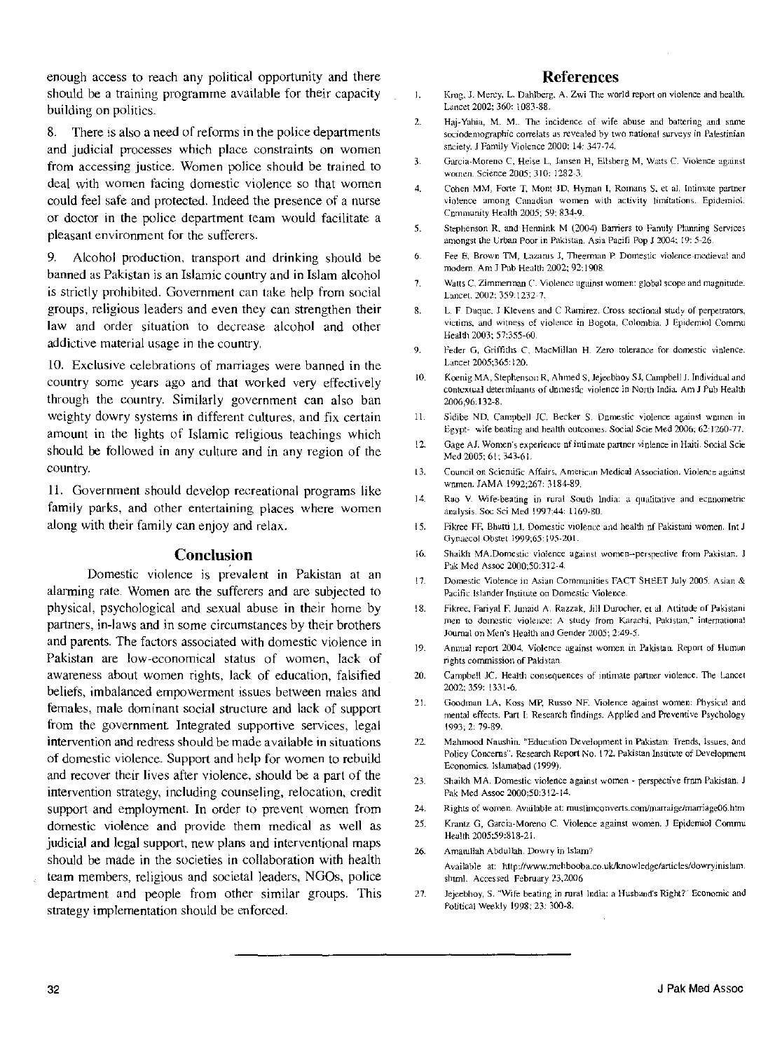enough access to reach any political opportunity and there should be a training programme available for their capacity building on politics.

8. There is also a need of reforms in the police departments and judicial processes which place constraints on women from accessing justice. Women police should be trained to deal with women facing domestic violence so that women could feel safe and protected. Indeed the presence of a nurse or doctor in the police department team would facilitate a pleasant environment for the sufferers.

9. Alcohol production, transport and drinking should be banned as Pakistan is an Islamic country and in Islam alcohol is strictly prohibited. Government can take help from social groups, religious leaders and even they can strengthen their law and order situation to decrease alcohol and other addictive material usage in the country.

10. Exclusive celebrations of marriages were banned in the country some years ago and that worked very effectively through the country. Similarly government can also ban weighty dowry systems in different cultures, and fix certain amount in the lights of Islamic religious teachings which should be followed in any culture and in any region of the country.

11. Government should develop recreational programs like family parks, and other entertaining places where women along with their family can enjoy and relax.

## Conclusion

Domestic violence is prevalent in Pakistan at an alarming rate. Women are the sufferers and are subjected to physical, psychological and sexual abuse in their home by partners, in-laws and in some circumstances by their brothers and parents. The factors associated with domestic violence in Pakistan are low-economical status of women, lack of awareness about women rights, lack of education, falsified beliefs, imbalanced empowerment issues between males and females, male dominant social structure and lack of support from the government. Integrated supportive services, legal intervention and redress should be made available in situations of domestic violence. Support and help for women to rebuild and recover their lives after violence, should be a part of the intervention strategy, including counseling, relocation, credit support and employment. In order to prevent women from domestic violence and provide them medical as well as judicial and legal support, new plans and interventional maps should be made in the societies in collaboration with health team members, religious and societal leaders, NGOs, police department and people from other similar groups. This strategy implementation should be enforced.

## References

1. Krug, J. Mercy, L. Dahlberg, A. Zwi The world report on violence and health. Lancet 2002; 360: 1083-88.
2. Haj-Yahia, M. M.. The incidence of wife abuse and battering and some sociodemographic correlates as revealed by two national surveys in Palestinian society. J Family Violence 2000; 14: 347-74.
3. Garcia-Moreno C, Heise L, Jansen H, Ellsberg M, Watts C. Violence against women. Science 2005; 310: 1282-3.
4. Cohen MM, Forte T, Mont JD, Hyman I, Romans S, et al. Intimate partner violence among Canadian women with activity limitations. Epidemiol. Community Health 2005; 59: 834-9.
5. Stephenson R, and Hennink M (2004) Barriers to Family Planning Services amongst the Urban Poor in Pakistan. Asia Pacifi Pop J 2004; 19: 5-26.
6. Fee E, Brown TM, Lazarus J, Theerman P. Domestic violence-medieval and modern. Am J Pub Health 2002; 92:1908.
7. Watts C, Zimmerman C. Violence against women: global scope and magnitude. Lancet. 2002; 359:1232-7.
8. L. F. Duque, J Klevens and C Ramirez. Cross sectional study of perpetrators, victims, and witness of violence in Bogota, Colombia. J Epidemiol Commu Health 2003; 57:355-60.
9. Feder G, Griffiths C, MacMillan H. Zero tolerance for domestic violence. Lancet 2005;365:120.
10. Koenig MA, Stephenson R, Ahmed S, Jejeebhoy SJ, Campbell J. Individual and contextual determinants of domestic violence in North India. Am J Pub Health 2006;96:132-8.
11. Sidibe ND, Campbell JC, Becker S. Domestic violence against women in Egypt- wife beating and health outcomes. Social Scie Med 2006; 62:1260-77.
12. Gage AJ. Women's experience of intimate partner violence in Haiti. Social Scie Med 2005; 61; 343-61.
13. Council on Scientific Affairs, American Medical Association. Violence against women. JAMA 1992;267: 3184-89.
14. Rao V. Wife-beating in rural South India: a qualitative and econometric analysis. Soc Sci Med 1997;44: 1169-80.
15. Fikree FF, Bhatti LI. Domestic violence and health of Pakistani women. Int J Gynaecol Obstet 1999;65:195-201.
16. Shaikh MA.Domestic violence against women--perspective from Pakistan. J Pak Med Assoc 2000;50:312-4.
17. Domestic Violence in Asian Communities FACT SHEET July 2005. Asian & Pacific Islander Institute on Domestic Violence.
18. Fikree, Fariyal F, Junaid A. Razzak, Jill Durocher, et al. Attitude of Pakistani men to domestic violence: A study from Karachi, Pakistan." international Journal on Men's Health and Gender 2005; 2:49-5.
19. Annual report 2004. Violence against women in Pakistan. Report of Human rights commission of Pakistan.
20. Campbell JC. Health consequences of intimate partner violence. The Lancet 2002; 359: 1331-6.
21. Goodman LA, Koss MP, Russo NF. Violence against women: Physical and mental effects. Part I: Research findings. Applied and Preventive Psychology 1993; 2: 79-89.
22. Mahmood Naushin. "Education Development in Pakistan: Trends, Issues, and Policy Concerns". Research Report No. 172. Pakistan Institute of Development Economics. Islamabad (1999).
23. Shaikh MA. Domestic violence against women - perspective from Pakistan. J Pak Med Assoc 2000;50:312-14.
24. Rights of women. Available at: muslimconverts.com/marraige/marriage06.htm
25. Krantz G, Garcia-Moreno C. Violence against women. J Epidemiol Commu Health 2005;59:818-21.
26. Amatullah Abdullah. Dowry in Islam? Available at: http://www.mehbooba.co.uk/knowledge/articles/dowryinislam.shtml. Accessed February 23,2006
27. Jejeebhoy, S. "Wife beating in rural india: a Husband's Right?" Economic and Political Weekly 1998; 23: 300-8.